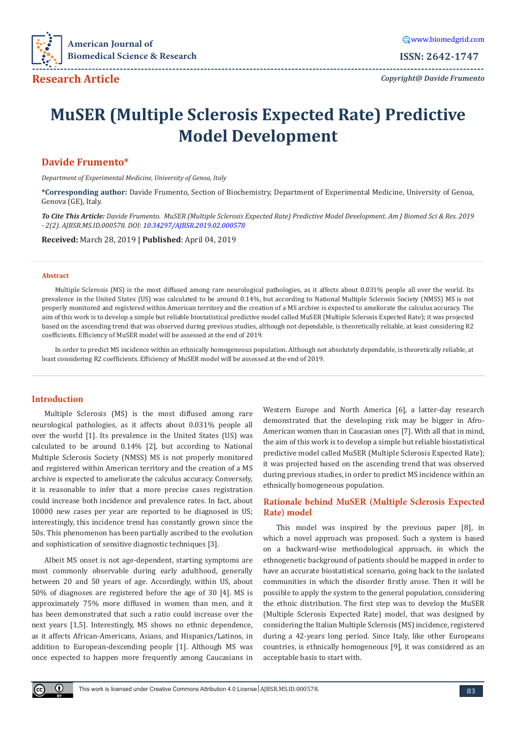**Research Article**

# MuSER (Multiple Sclerosis Expected Rate) Predictive Model Development

**Davide Frumento***

*Department of Experimental Medicine, University of Genoa, Italy*

***Corresponding author:** Davide Frumento, Section of Biochemistry, Department of Experimental Medicine, University of Genoa, Genova (GE), Italy.

***To Cite This Article:** Davide Frumento. MuSER (Multiple Sclerosis Expected Rate) Predictive Model Development. Am J Biomed Sci & Res. 2019 - 2(2). AJBSR.MS.ID.000578. DOI: 10.34297/AJBSR.2019.02.000578*

**Received:** March 28, 2019 | **Published**: April 04, 2019

### Abstract

Multiple Sclerosis (MS) is the most diffused among rare neurological pathologies, as it affects about 0.031% people all over the world. Its prevalence in the United States (US) was calculated to be around 0.14%, but according to National Multiple Sclerosis Society (NMSS) MS is not properly monitored and registered within American territory and the creation of a MS archive is expected to ameliorate the calculus accuracy. The aim of this work is to develop a simple but reliable biostatistical predictive model called MuSER (Multiple Sclerosis Expected Rate); it was projected based on the ascending trend that was observed during previous studies, although not dependable, is theoretically reliable, at least considering R2 coefficients. Efficiency of MuSER model will be assessed at the end of 2019.

In order to predict MS incidence within an ethnically homogeneous population. Although not absolutely dependable, is theoretically reliable, at least considering R2 coefficients. Efficiency of MuSER model will be assessed at the end of 2019.

## Introduction

Multiple Sclerosis (MS) is the most diffused among rare neurological pathologies, as it affects about 0.031% people all over the world [1]. Its prevalence in the United States (US) was calculated to be around 0.14% [2], but according to National Multiple Sclerosis Society (NMSS) MS is not properly monitored and registered within American territory and the creation of a MS archive is expected to ameliorate the calculus accuracy. Conversely, it is reasonable to infer that a more precise cases registration could increase both incidence and prevalence rates. In fact, about 10000 new cases per year are reported to be diagnosed in US; interestingly, this incidence trend has constantly grown since the 50s. This phenomenon has been partially ascribed to the evolution and sophistication of sensitive diagnostic techniques [3].

Albeit MS onset is not age-dependent, starting symptoms are most commonly observable during early adulthood, generally between 20 and 50 years of age. Accordingly, within US, about 50% of diagnoses are registered before the age of 30 [4]. MS is approximately 75% more diffused in women than men, and it has been demonstrated that such a ratio could increase over the next years [1,5]. Interestingly, MS shows no ethnic dependence, as it affects African-Americans, Asians, and Hispanics/Latinos, in addition to European-descending people [1]. Although MS was once expected to happen more frequently among Caucasians in Western Europe and North America [6], a latter-day research demonstrated that the developing risk may be bigger in Afro-American women than in Caucasian ones [7]. With all that in mind, the aim of this work is to develop a simple but reliable biostatistical predictive model called MuSER (Multiple Sclerosis Expected Rate); it was projected based on the ascending trend that was observed during previous studies, in order to predict MS incidence within an ethnically homogeneous population.

## Rationale behind MuSER (Multiple Sclerosis Expected Rate) model

This model was inspired by the previous paper [8], in which a novel approach was proposed. Such a system is based on a backward-wise methodological approach, in which the ethnogenetic background of patients should be mapped in order to have an accurate biostatistical scenario, going back to the isolated communities in which the disorder firstly arose. Then it will be possible to apply the system to the general population, considering the ethnic distribution. The first step was to develop the MuSER (Multiple Sclerosis Expected Rate) model, that was designed by considering the Italian Multiple Sclerosis (MS) incidence, registered during a 42-years long period. Since Italy, like other Europeans countries, is ethnically homogeneous [9], it was considered as an acceptable basis to start with.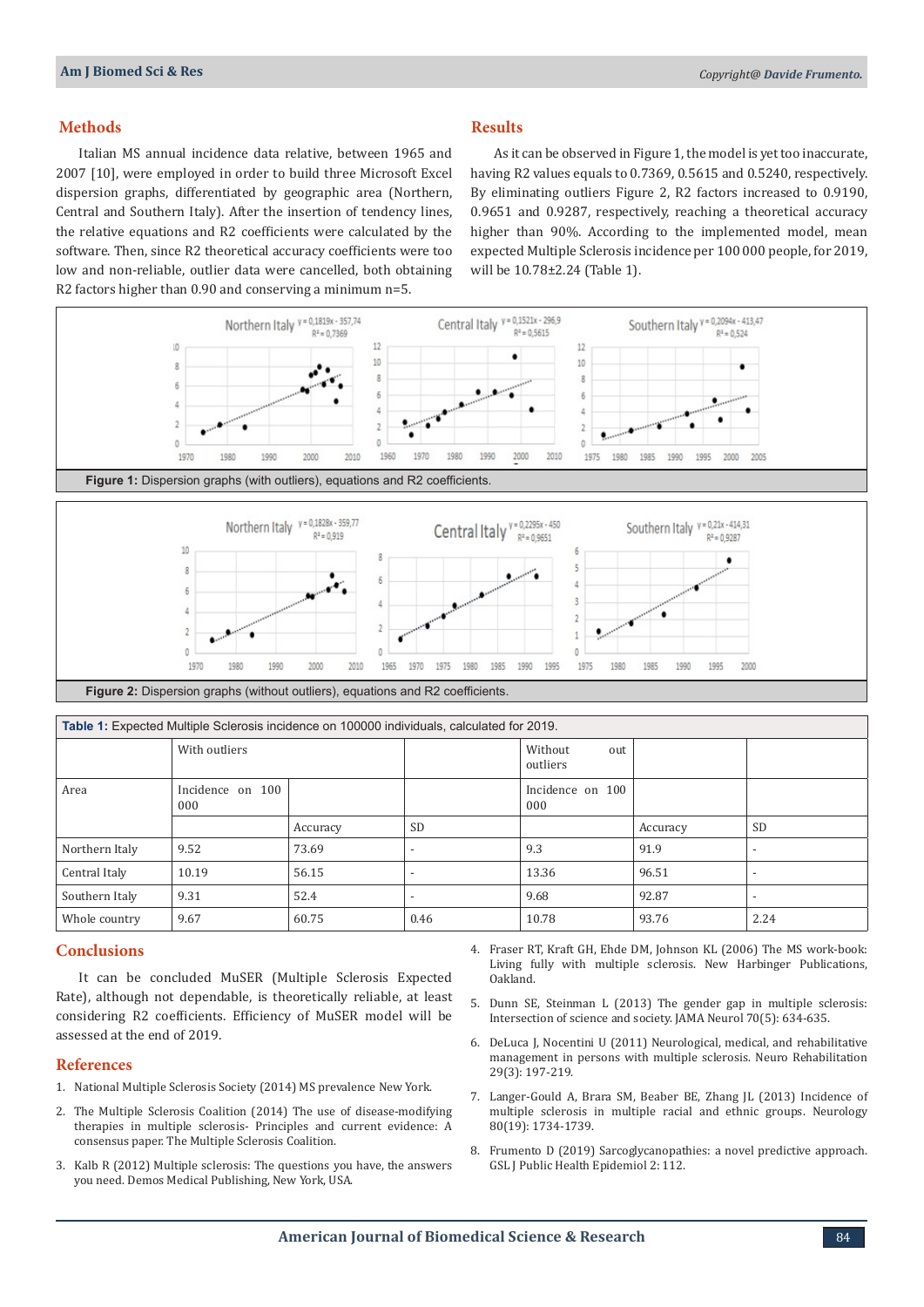## Methods

Italian MS annual incidence data relative, between 1965 and 2007 [10], were employed in order to build three Microsoft Excel dispersion graphs, differentiated by geographic area (Northern, Central and Southern Italy). After the insertion of tendency lines, the relative equations and R2 coefficients were calculated by the software. Then, since R2 theoretical accuracy coefficients were too low and non-reliable, outlier data were cancelled, both obtaining R2 factors higher than 0.90 and conserving a minimum n=5.

## Results

As it can be observed in Figure 1, the model is yet too inaccurate, having R2 values equals to 0.7369, 0.5615 and 0.5240, respectively. By eliminating outliers Figure 2, R2 factors increased to 0.9190, 0.9651 and 0.9287, respectively, reaching a theoretical accuracy higher than 90%. According to the implemented model, mean expected Multiple Sclerosis incidence per 100 000 people, for 2019, will be 10.78±2.24 (Table 1).

**Figure 1:** Dispersion graphs (with outliers), equations and R2 coefficients.

**Figure 2:** Dispersion graphs (without outliers), equations and R2 coefficients.

**Table 1:** Expected Multiple Sclerosis incidence on 100000 individuals, calculated for 2019.

| | With outliers | | | Without out outliers | | |
|---|---|---|---|---|---|---|
| Area | Incidence on 100 000 | | | Incidence on 100 000 | | |
| | | Accuracy | SD | | Accuracy | SD |
| Northern Italy | 9.52 | 73.69 | - | 9.3 | 91.9 | - |
| Central Italy | 10.19 | 56.15 | - | 13.36 | 96.51 | - |
| Southern Italy | 9.31 | 52.4 | - | 9.68 | 92.87 | - |
| Whole country | 9.67 | 60.75 | 0.46 | 10.78 | 93.76 | 2.24 |

## Conclusions

It can be concluded MuSER (Multiple Sclerosis Expected Rate), although not dependable, is theoretically reliable, at least considering R2 coefficients. Efficiency of MuSER model will be assessed at the end of 2019.

## References

1. National Multiple Sclerosis Society (2014) MS prevalence New York.
2. The Multiple Sclerosis Coalition (2014) The use of disease-modifying therapies in multiple sclerosis- Principles and current evidence: A consensus paper. The Multiple Sclerosis Coalition.
3. Kalb R (2012) Multiple sclerosis: The questions you have, the answers you need. Demos Medical Publishing, New York, USA.
4. Fraser RT, Kraft GH, Ehde DM, Johnson KL (2006) The MS work-book: Living fully with multiple sclerosis. New Harbinger Publications, Oakland.
5. Dunn SE, Steinman L (2013) The gender gap in multiple sclerosis: Intersection of science and society. JAMA Neurol 70(5): 634-635.
6. DeLuca J, Nocentini U (2011) Neurological, medical, and rehabilitative management in persons with multiple sclerosis. Neuro Rehabilitation 29(3): 197-219.
7. Langer-Gould A, Brara SM, Beaber BE, Zhang JL (2013) Incidence of multiple sclerosis in multiple racial and ethnic groups. Neurology 80(19): 1734-1739.
8. Frumento D (2019) Sarcoglycanopathies: a novel predictive approach. GSL J Public Health Epidemiol 2: 112.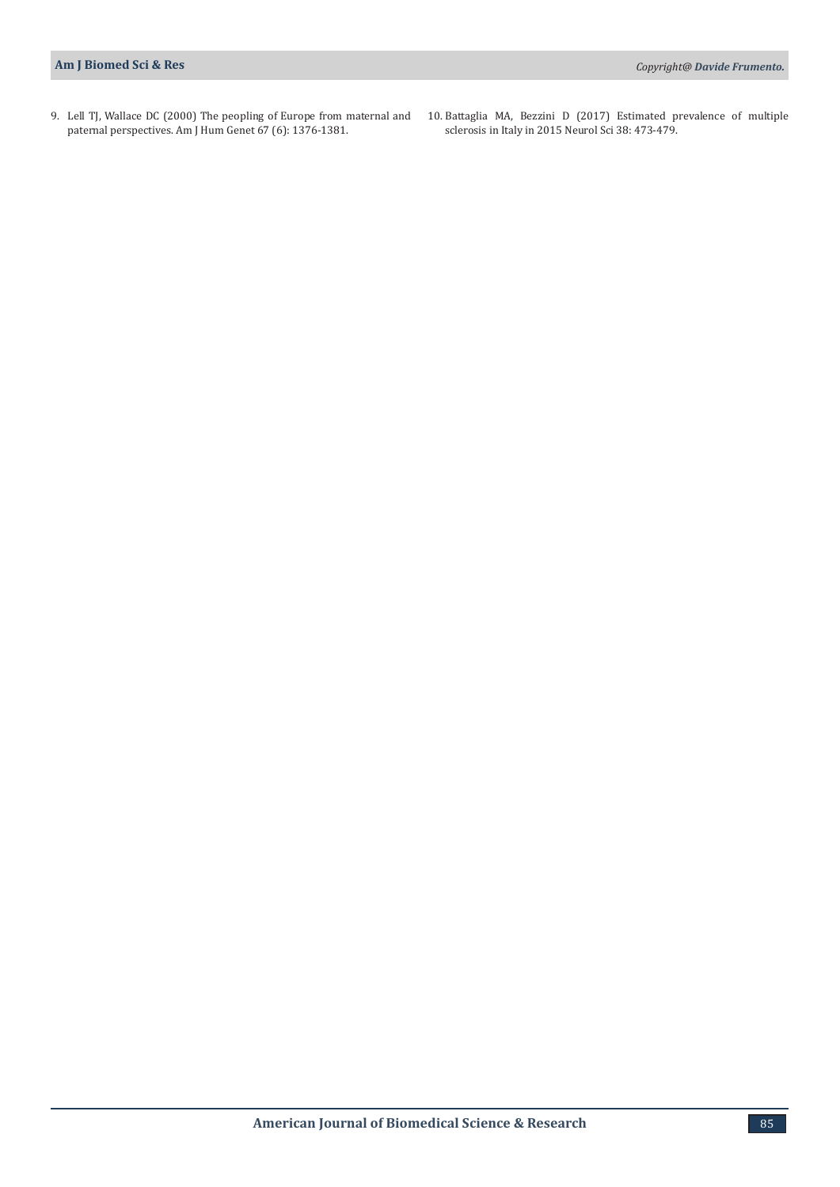9. Lell TJ, Wallace DC (2000) The peopling of Europe from maternal and paternal perspectives. Am J Hum Genet 67 (6): 1376-1381.
10. Battaglia MA, Bezzini D (2017) Estimated prevalence of multiple sclerosis in Italy in 2015 Neurol Sci 38: 473-479.